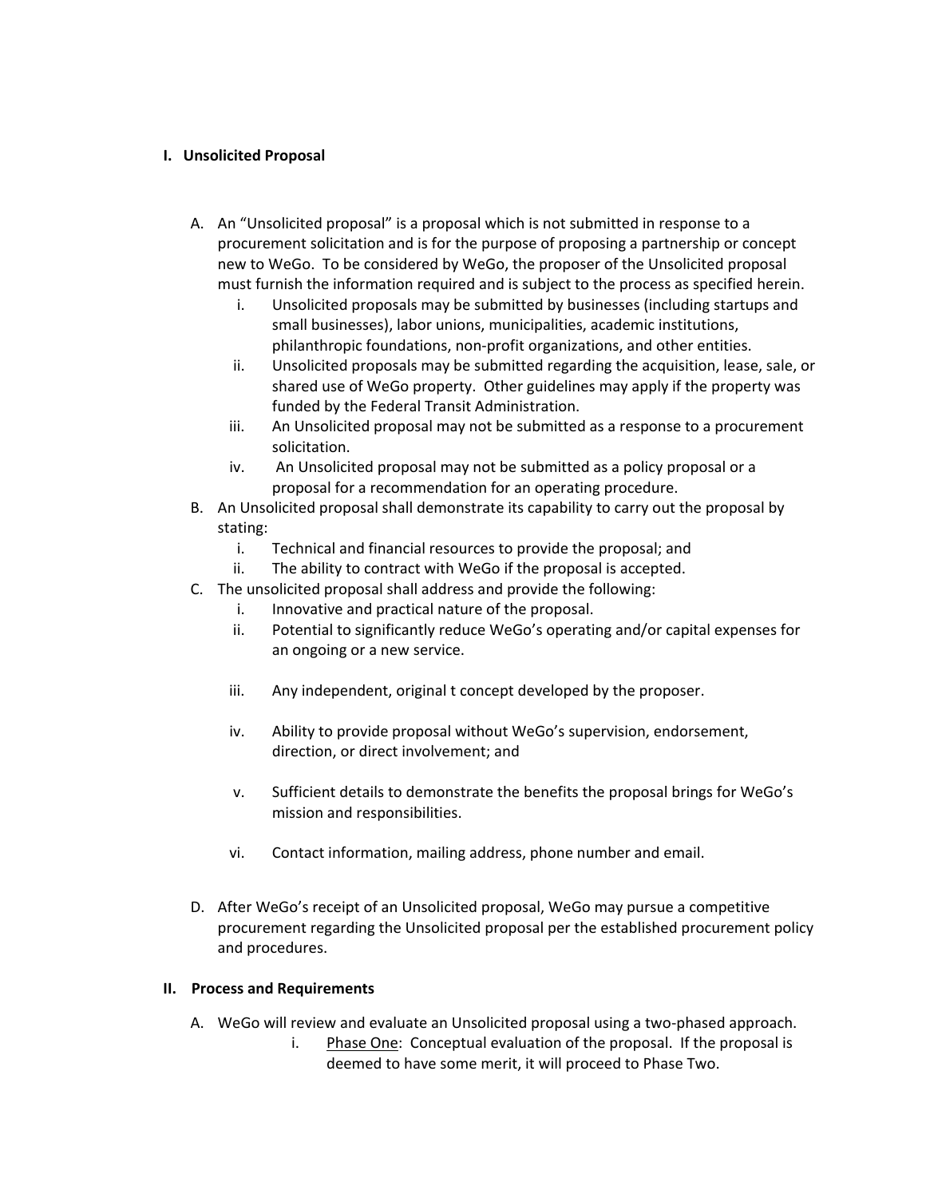## I. Unsolicited Proposal

A. An "Unsolicited proposal" is a proposal which is not submitted in response to a procurement solicitation and is for the purpose of proposing a partnership or concept new to WeGo. To be considered by WeGo, the proposer of the Unsolicited proposal must furnish the information required and is subject to the process as specified herein.

   i. Unsolicited proposals may be submitted by businesses (including startups and small businesses), labor unions, municipalities, academic institutions, philanthropic foundations, non-profit organizations, and other entities.

   ii. Unsolicited proposals may be submitted regarding the acquisition, lease, sale, or shared use of WeGo property. Other guidelines may apply if the property was funded by the Federal Transit Administration.

   iii. An Unsolicited proposal may not be submitted as a response to a procurement solicitation.

   iv. An Unsolicited proposal may not be submitted as a policy proposal or a proposal for a recommendation for an operating procedure.

B. An Unsolicited proposal shall demonstrate its capability to carry out the proposal by stating:

   i. Technical and financial resources to provide the proposal; and

   ii. The ability to contract with WeGo if the proposal is accepted.

C. The unsolicited proposal shall address and provide the following:

   i. Innovative and practical nature of the proposal.

   ii. Potential to significantly reduce WeGo's operating and/or capital expenses for an ongoing or a new service.

   iii. Any independent, original t concept developed by the proposer.

   iv. Ability to provide proposal without WeGo's supervision, endorsement, direction, or direct involvement; and

   v. Sufficient details to demonstrate the benefits the proposal brings for WeGo's mission and responsibilities.

   vi. Contact information, mailing address, phone number and email.

D. After WeGo's receipt of an Unsolicited proposal, WeGo may pursue a competitive procurement regarding the Unsolicited proposal per the established procurement policy and procedures.

## II. Process and Requirements

A. WeGo will review and evaluate an Unsolicited proposal using a two-phased approach.

   i. <u>Phase One</u>: Conceptual evaluation of the proposal. If the proposal is deemed to have some merit, it will proceed to Phase Two.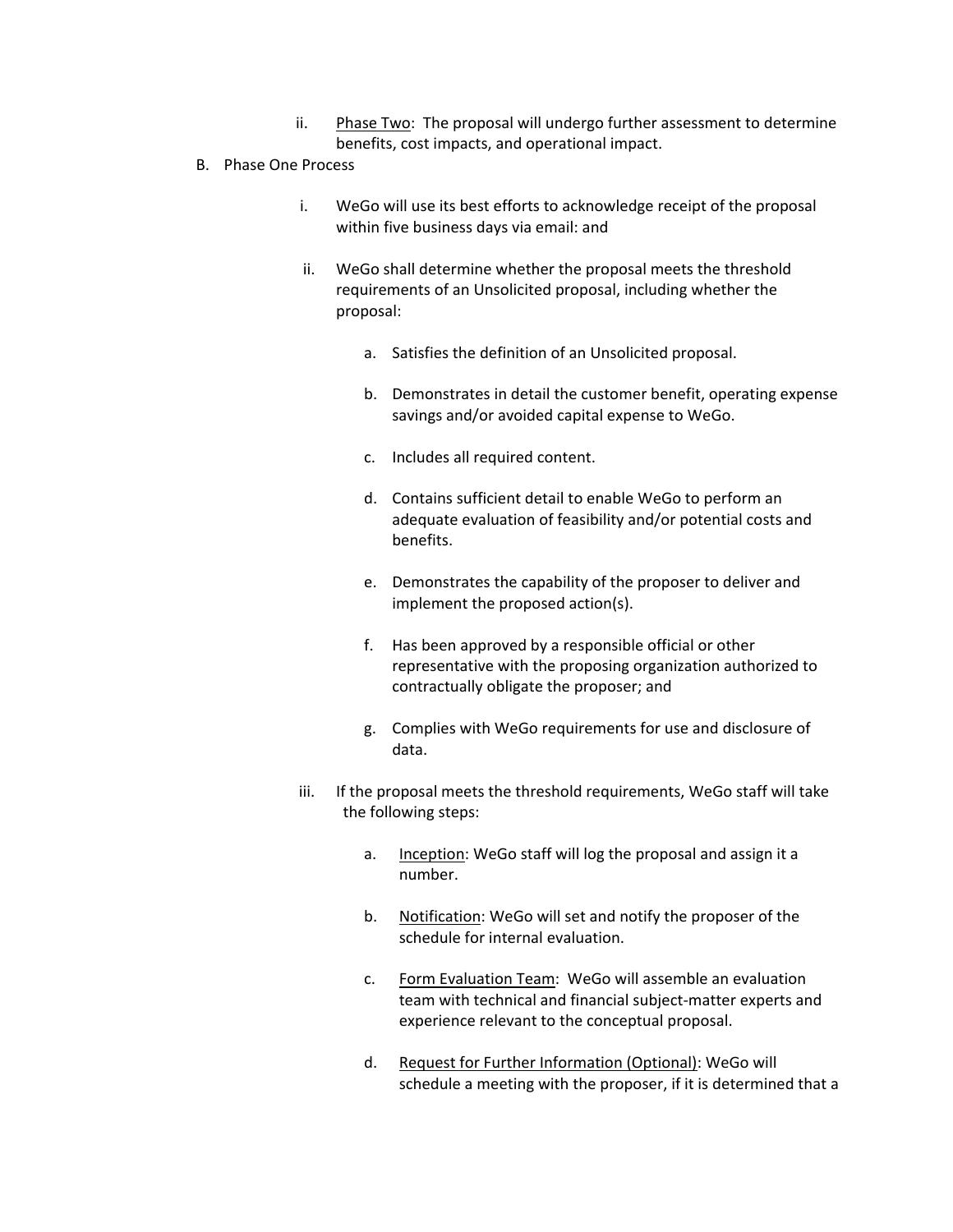ii. Phase Two: The proposal will undergo further assessment to determine benefits, cost impacts, and operational impact.

B. Phase One Process

i. WeGo will use its best efforts to acknowledge receipt of the proposal within five business days via email: and

ii. WeGo shall determine whether the proposal meets the threshold requirements of an Unsolicited proposal, including whether the proposal:

a. Satisfies the definition of an Unsolicited proposal.

b. Demonstrates in detail the customer benefit, operating expense savings and/or avoided capital expense to WeGo.

c. Includes all required content.

d. Contains sufficient detail to enable WeGo to perform an adequate evaluation of feasibility and/or potential costs and benefits.

e. Demonstrates the capability of the proposer to deliver and implement the proposed action(s).

f. Has been approved by a responsible official or other representative with the proposing organization authorized to contractually obligate the proposer; and

g. Complies with WeGo requirements for use and disclosure of data.

iii. If the proposal meets the threshold requirements, WeGo staff will take the following steps:

a. Inception: WeGo staff will log the proposal and assign it a number.

b. Notification: WeGo will set and notify the proposer of the schedule for internal evaluation.

c. Form Evaluation Team: WeGo will assemble an evaluation team with technical and financial subject-matter experts and experience relevant to the conceptual proposal.

d. Request for Further Information (Optional): WeGo will schedule a meeting with the proposer, if it is determined that a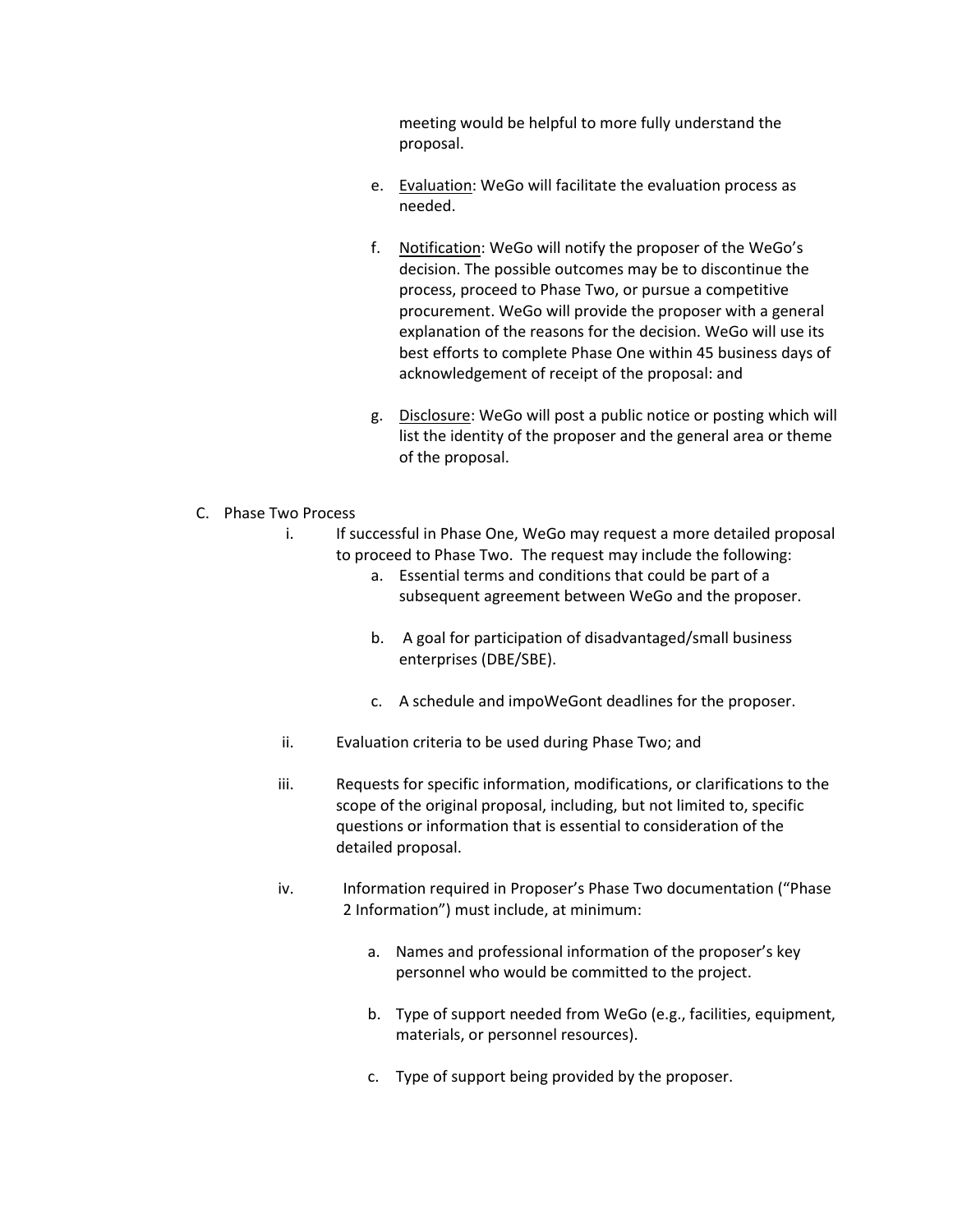meeting would be helpful to more fully understand the proposal.

e. Evaluation: WeGo will facilitate the evaluation process as needed.

f. Notification: WeGo will notify the proposer of the WeGo's decision. The possible outcomes may be to discontinue the process, proceed to Phase Two, or pursue a competitive procurement. WeGo will provide the proposer with a general explanation of the reasons for the decision. WeGo will use its best efforts to complete Phase One within 45 business days of acknowledgement of receipt of the proposal: and

g. Disclosure: WeGo will post a public notice or posting which will list the identity of the proposer and the general area or theme of the proposal.

C. Phase Two Process

i. If successful in Phase One, WeGo may request a more detailed proposal to proceed to Phase Two. The request may include the following:

   a. Essential terms and conditions that could be part of a subsequent agreement between WeGo and the proposer.

   b. A goal for participation of disadvantaged/small business enterprises (DBE/SBE).

   c. A schedule and impoWeGont deadlines for the proposer.

ii. Evaluation criteria to be used during Phase Two; and

iii. Requests for specific information, modifications, or clarifications to the scope of the original proposal, including, but not limited to, specific questions or information that is essential to consideration of the detailed proposal.

iv. Information required in Proposer's Phase Two documentation ("Phase 2 Information") must include, at minimum:

   a. Names and professional information of the proposer's key personnel who would be committed to the project.

   b. Type of support needed from WeGo (e.g., facilities, equipment, materials, or personnel resources).

   c. Type of support being provided by the proposer.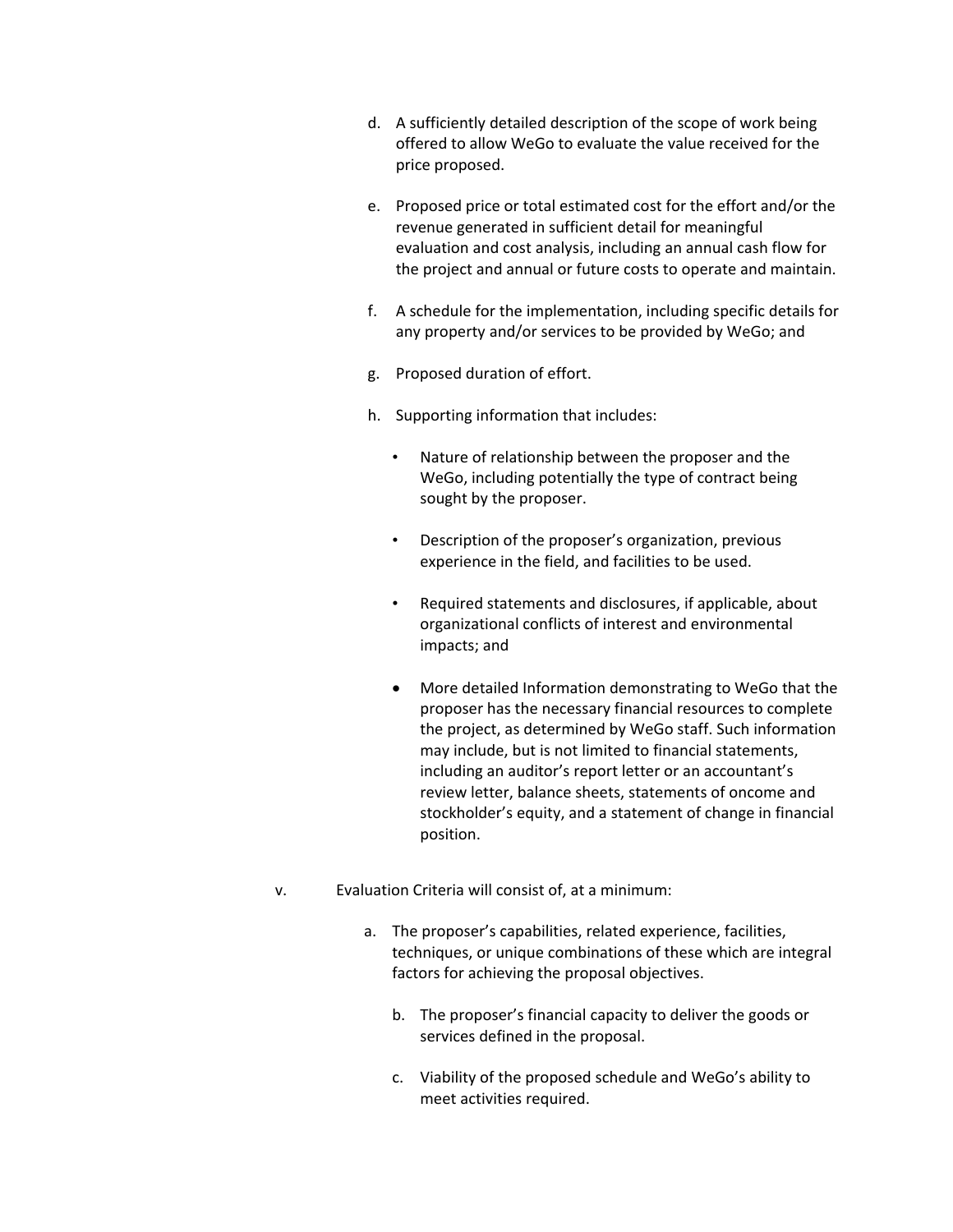d. A sufficiently detailed description of the scope of work being offered to allow WeGo to evaluate the value received for the price proposed.

e. Proposed price or total estimated cost for the effort and/or the revenue generated in sufficient detail for meaningful evaluation and cost analysis, including an annual cash flow for the project and annual or future costs to operate and maintain.

f. A schedule for the implementation, including specific details for any property and/or services to be provided by WeGo; and

g. Proposed duration of effort.

h. Supporting information that includes:

   - Nature of relationship between the proposer and the WeGo, including potentially the type of contract being sought by the proposer.

   - Description of the proposer's organization, previous experience in the field, and facilities to be used.

   - Required statements and disclosures, if applicable, about organizational conflicts of interest and environmental impacts; and

   - More detailed Information demonstrating to WeGo that the proposer has the necessary financial resources to complete the project, as determined by WeGo staff. Such information may include, but is not limited to financial statements, including an auditor's report letter or an accountant's review letter, balance sheets, statements of oncome and stockholder's equity, and a statement of change in financial position.

v. Evaluation Criteria will consist of, at a minimum:

   a. The proposer's capabilities, related experience, facilities, techniques, or unique combinations of these which are integral factors for achieving the proposal objectives.

   b. The proposer's financial capacity to deliver the goods or services defined in the proposal.

   c. Viability of the proposed schedule and WeGo's ability to meet activities required.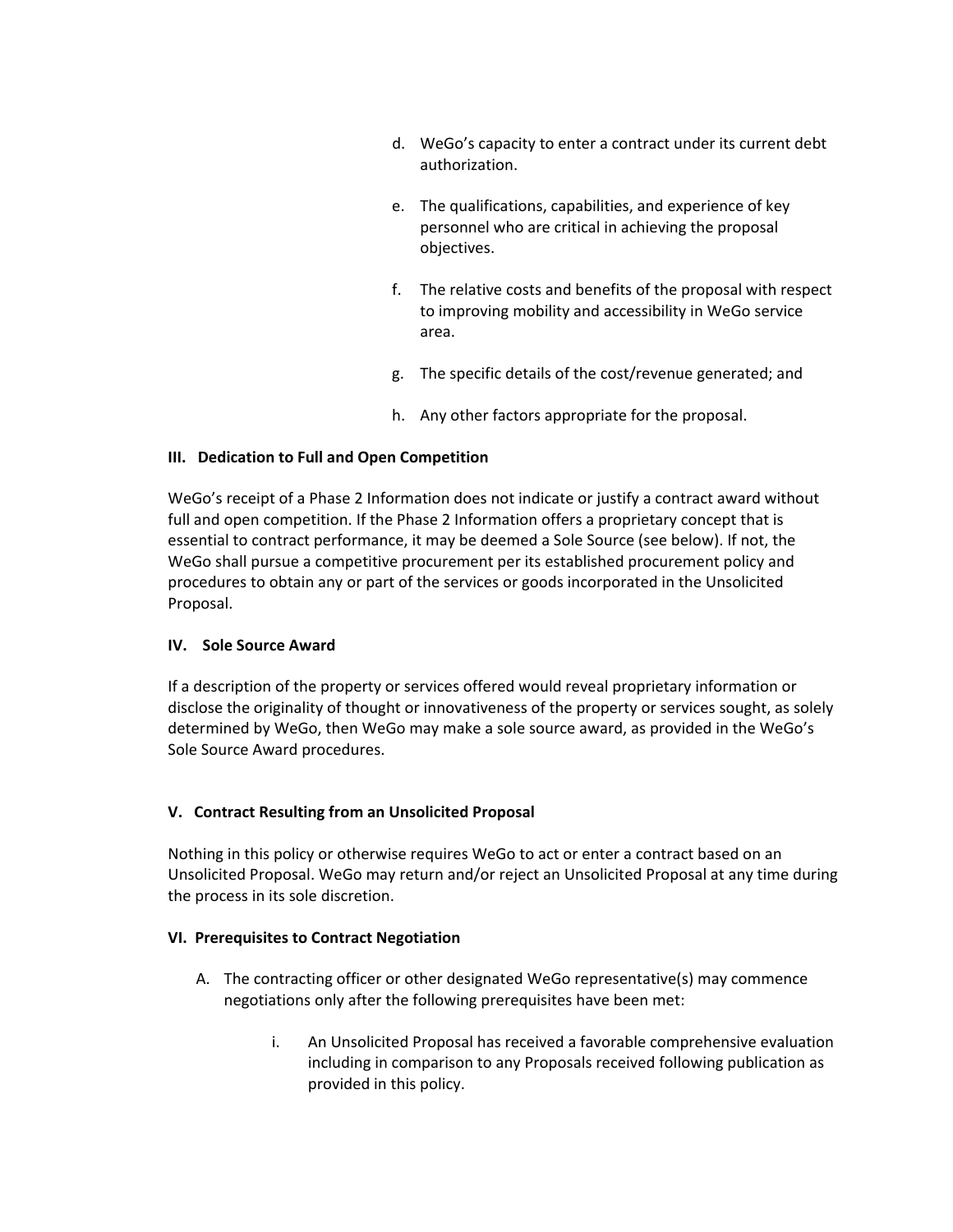d. WeGo's capacity to enter a contract under its current debt authorization.

e. The qualifications, capabilities, and experience of key personnel who are critical in achieving the proposal objectives.

f. The relative costs and benefits of the proposal with respect to improving mobility and accessibility in WeGo service area.

g. The specific details of the cost/revenue generated; and

h. Any other factors appropriate for the proposal.

**III. Dedication to Full and Open Competition**

WeGo's receipt of a Phase 2 Information does not indicate or justify a contract award without full and open competition. If the Phase 2 Information offers a proprietary concept that is essential to contract performance, it may be deemed a Sole Source (see below). If not, the WeGo shall pursue a competitive procurement per its established procurement policy and procedures to obtain any or part of the services or goods incorporated in the Unsolicited Proposal.

**IV. Sole Source Award**

If a description of the property or services offered would reveal proprietary information or disclose the originality of thought or innovativeness of the property or services sought, as solely determined by WeGo, then WeGo may make a sole source award, as provided in the WeGo's Sole Source Award procedures.

**V. Contract Resulting from an Unsolicited Proposal**

Nothing in this policy or otherwise requires WeGo to act or enter a contract based on an Unsolicited Proposal. WeGo may return and/or reject an Unsolicited Proposal at any time during the process in its sole discretion.

**VI. Prerequisites to Contract Negotiation**

A. The contracting officer or other designated WeGo representative(s) may commence negotiations only after the following prerequisites have been met:

   i. An Unsolicited Proposal has received a favorable comprehensive evaluation including in comparison to any Proposals received following publication as provided in this policy.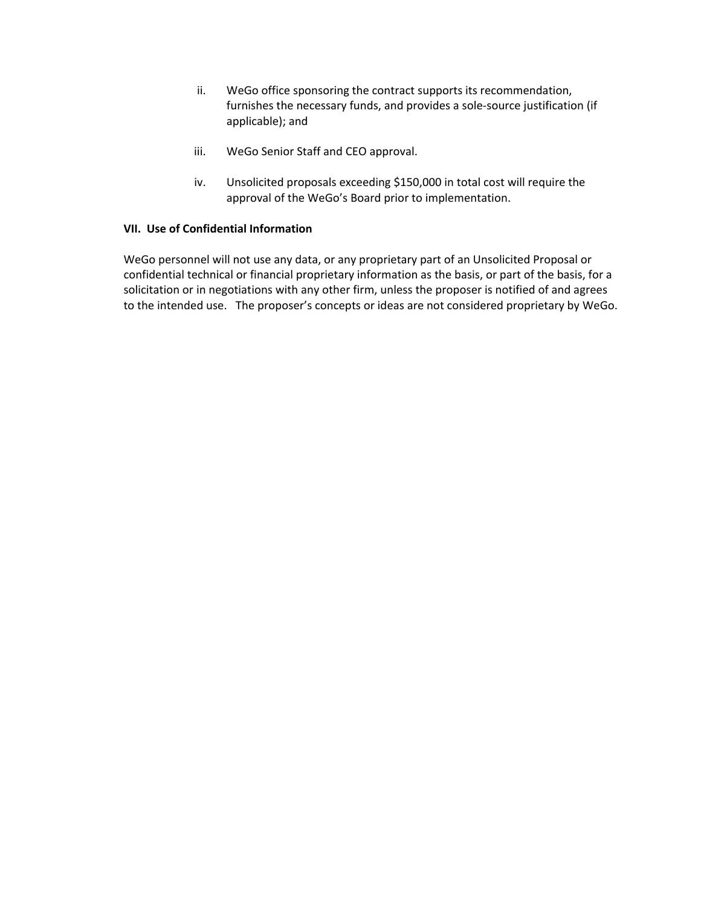ii. WeGo office sponsoring the contract supports its recommendation, furnishes the necessary funds, and provides a sole-source justification (if applicable); and

iii. WeGo Senior Staff and CEO approval.

iv. Unsolicited proposals exceeding $150,000 in total cost will require the approval of the WeGo's Board prior to implementation.

**VII. Use of Confidential Information**

WeGo personnel will not use any data, or any proprietary part of an Unsolicited Proposal or confidential technical or financial proprietary information as the basis, or part of the basis, for a solicitation or in negotiations with any other firm, unless the proposer is notified of and agrees to the intended use. The proposer's concepts or ideas are not considered proprietary by WeGo.